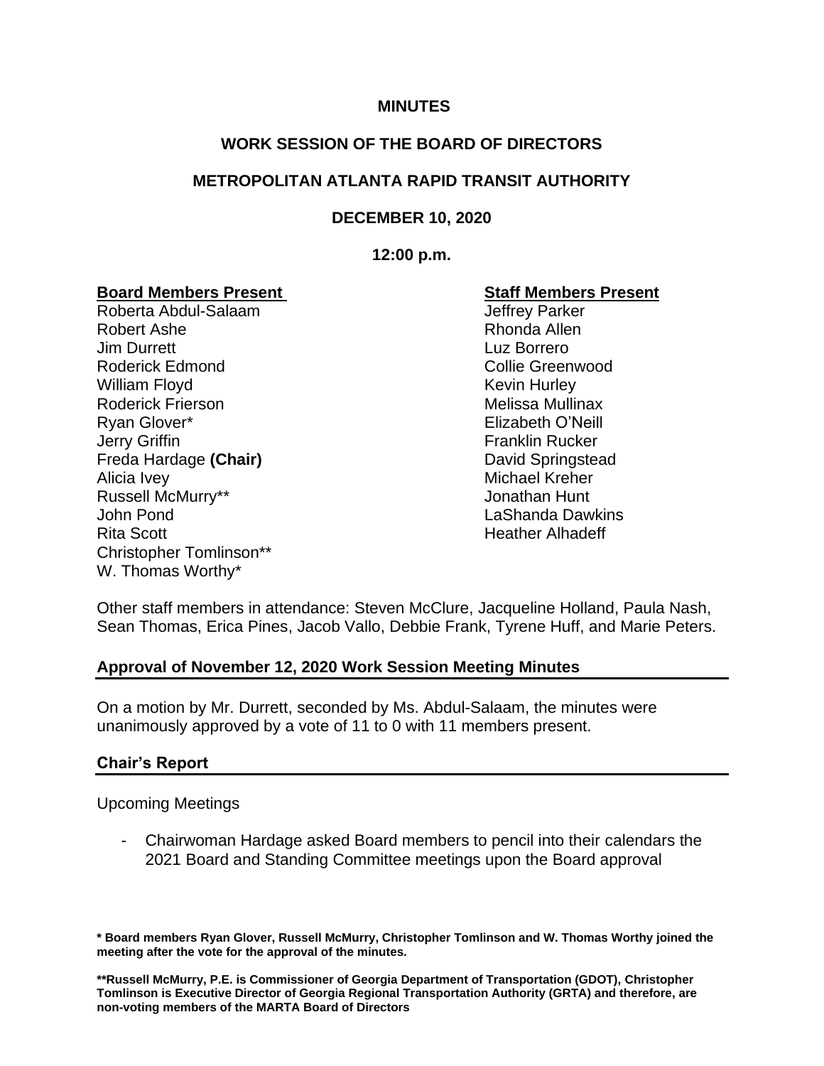# MINUTES

## WORK SESSION OF THE BOARD OF DIRECTORS

## METROPOLITAN ATLANTA RAPID TRANSIT AUTHORITY

## DECEMBER 10, 2020

## 12:00 p.m.

| Board Members Present | Staff Members Present |
|---|---|
| Roberta Abdul-Salaam | Jeffrey Parker |
| Robert Ashe | Rhonda Allen |
| Jim Durrett | Luz Borrero |
| Roderick Edmond | Collie Greenwood |
| William Floyd | Kevin Hurley |
| Roderick Frierson | Melissa Mullinax |
| Ryan Glover* | Elizabeth O'Neill |
| Jerry Griffin | Franklin Rucker |
| Freda Hardage **(Chair)** | David Springstead |
| Alicia Ivey | Michael Kreher |
| Russell McMurry** | Jonathan Hunt |
| John Pond | LaShanda Dawkins |
| Rita Scott | Heather Alhadeff |
| Christopher Tomlinson** | |
| W. Thomas Worthy* | |

Other staff members in attendance: Steven McClure, Jacqueline Holland, Paula Nash, Sean Thomas, Erica Pines, Jacob Vallo, Debbie Frank, Tyrene Huff, and Marie Peters.

### Approval of November 12, 2020 Work Session Meeting Minutes

On a motion by Mr. Durrett, seconded by Ms. Abdul-Salaam, the minutes were unanimously approved by a vote of 11 to 0 with 11 members present.

### Chair's Report

Upcoming Meetings

- Chairwoman Hardage asked Board members to pencil into their calendars the 2021 Board and Standing Committee meetings upon the Board approval

**\* Board members Ryan Glover, Russell McMurry, Christopher Tomlinson and W. Thomas Worthy joined the meeting after the vote for the approval of the minutes.**

**\*\*Russell McMurry, P.E. is Commissioner of Georgia Department of Transportation (GDOT), Christopher Tomlinson is Executive Director of Georgia Regional Transportation Authority (GRTA) and therefore, are non-voting members of the MARTA Board of Directors**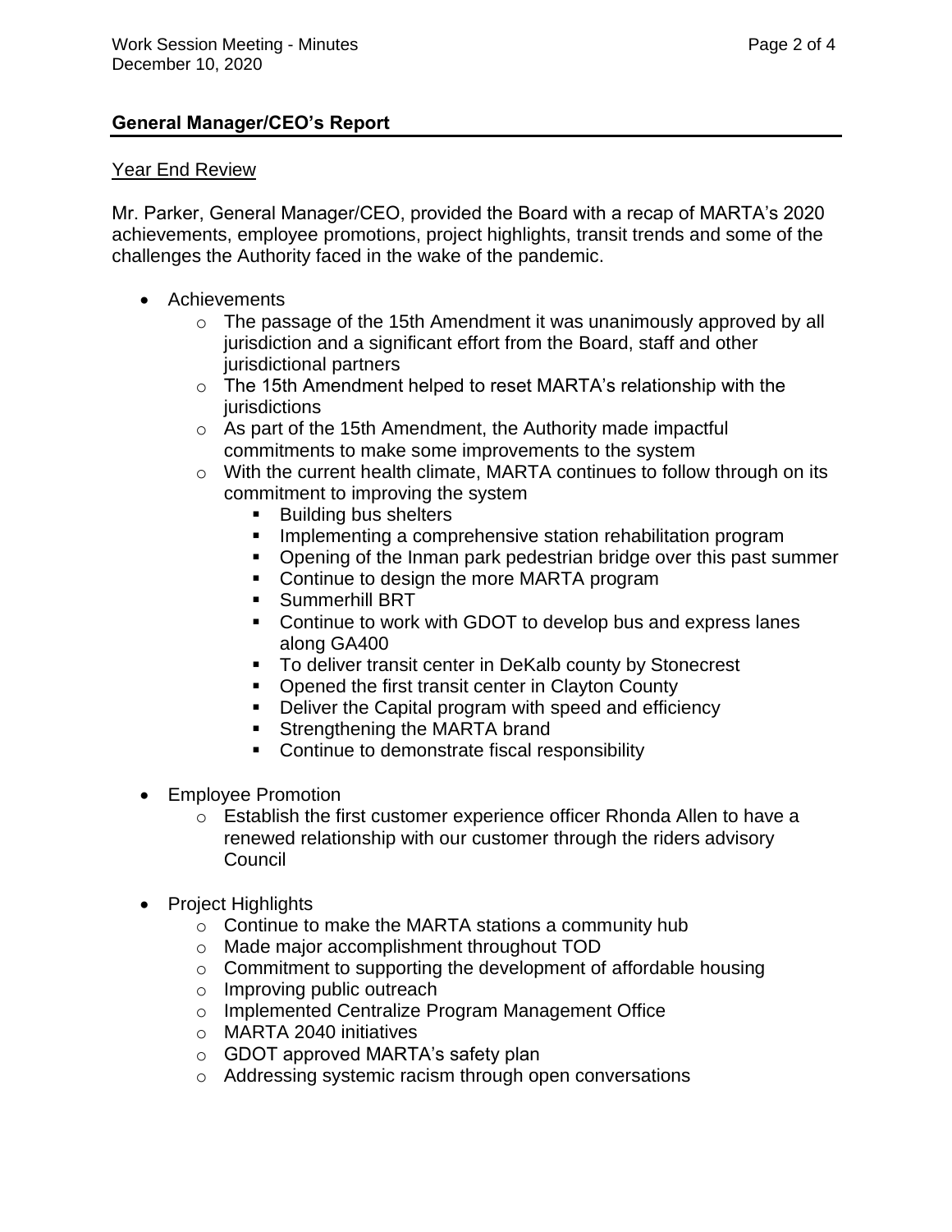## General Manager/CEO's Report

### Year End Review

Mr. Parker, General Manager/CEO, provided the Board with a recap of MARTA's 2020 achievements, employee promotions, project highlights, transit trends and some of the challenges the Authority faced in the wake of the pandemic.

- Achievements
  - The passage of the 15th Amendment it was unanimously approved by all jurisdiction and a significant effort from the Board, staff and other jurisdictional partners
  - The 15th Amendment helped to reset MARTA's relationship with the jurisdictions
  - As part of the 15th Amendment, the Authority made impactful commitments to make some improvements to the system
  - With the current health climate, MARTA continues to follow through on its commitment to improving the system
    - Building bus shelters
    - Implementing a comprehensive station rehabilitation program
    - Opening of the Inman park pedestrian bridge over this past summer
    - Continue to design the more MARTA program
    - Summerhill BRT
    - Continue to work with GDOT to develop bus and express lanes along GA400
    - To deliver transit center in DeKalb county by Stonecrest
    - Opened the first transit center in Clayton County
    - Deliver the Capital program with speed and efficiency
    - Strengthening the MARTA brand
    - Continue to demonstrate fiscal responsibility

- Employee Promotion
  - Establish the first customer experience officer Rhonda Allen to have a renewed relationship with our customer through the riders advisory Council

- Project Highlights
  - Continue to make the MARTA stations a community hub
  - Made major accomplishment throughout TOD
  - Commitment to supporting the development of affordable housing
  - Improving public outreach
  - Implemented Centralize Program Management Office
  - MARTA 2040 initiatives
  - GDOT approved MARTA's safety plan
  - Addressing systemic racism through open conversations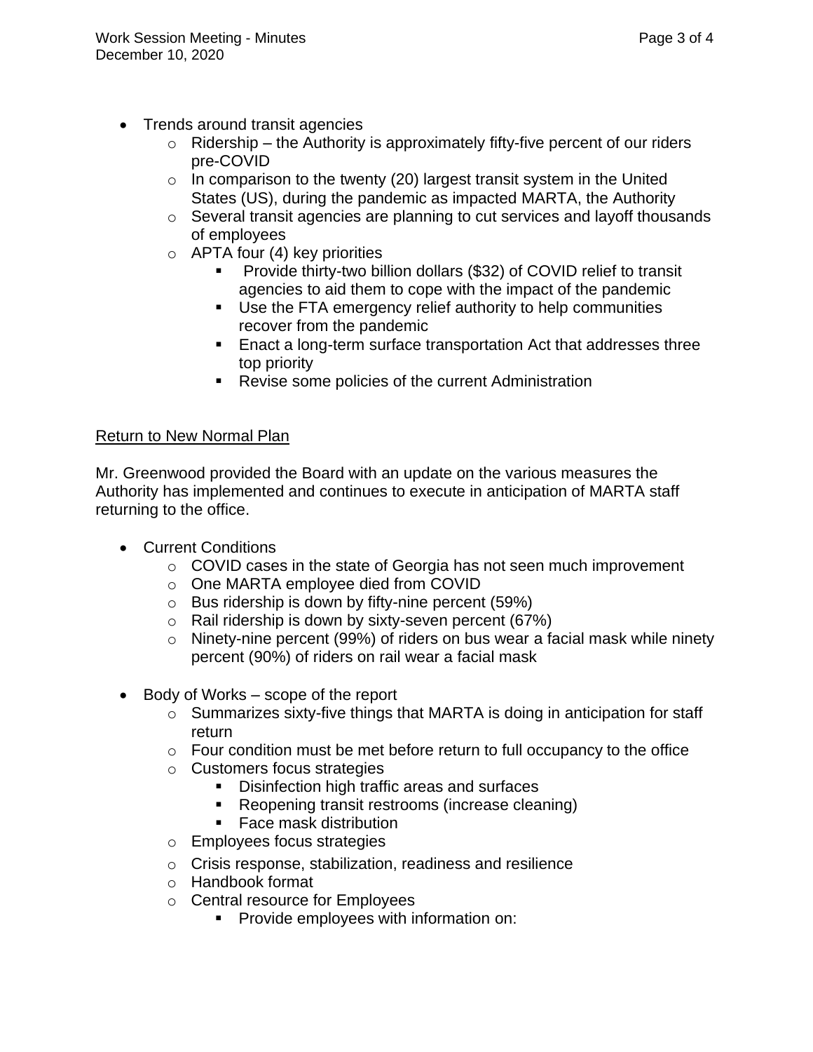- Trends around transit agencies
    - Ridership – the Authority is approximately fifty-five percent of our riders pre-COVID
    - In comparison to the twenty (20) largest transit system in the United States (US), during the pandemic as impacted MARTA, the Authority
    - Several transit agencies are planning to cut services and layoff thousands of employees
    - APTA four (4) key priorities
        - Provide thirty-two billion dollars ($32) of COVID relief to transit agencies to aid them to cope with the impact of the pandemic
        - Use the FTA emergency relief authority to help communities recover from the pandemic
        - Enact a long-term surface transportation Act that addresses three top priority
        - Revise some policies of the current Administration

<u>Return to New Normal Plan</u>

Mr. Greenwood provided the Board with an update on the various measures the Authority has implemented and continues to execute in anticipation of MARTA staff returning to the office.

- Current Conditions
    - COVID cases in the state of Georgia has not seen much improvement
    - One MARTA employee died from COVID
    - Bus ridership is down by fifty-nine percent (59%)
    - Rail ridership is down by sixty-seven percent (67%)
    - Ninety-nine percent (99%) of riders on bus wear a facial mask while ninety percent (90%) of riders on rail wear a facial mask

- Body of Works – scope of the report
    - Summarizes sixty-five things that MARTA is doing in anticipation for staff return
    - Four condition must be met before return to full occupancy to the office
    - Customers focus strategies
        - Disinfection high traffic areas and surfaces
        - Reopening transit restrooms (increase cleaning)
        - Face mask distribution
    - Employees focus strategies
    - Crisis response, stabilization, readiness and resilience
    - Handbook format
    - Central resource for Employees
        - Provide employees with information on: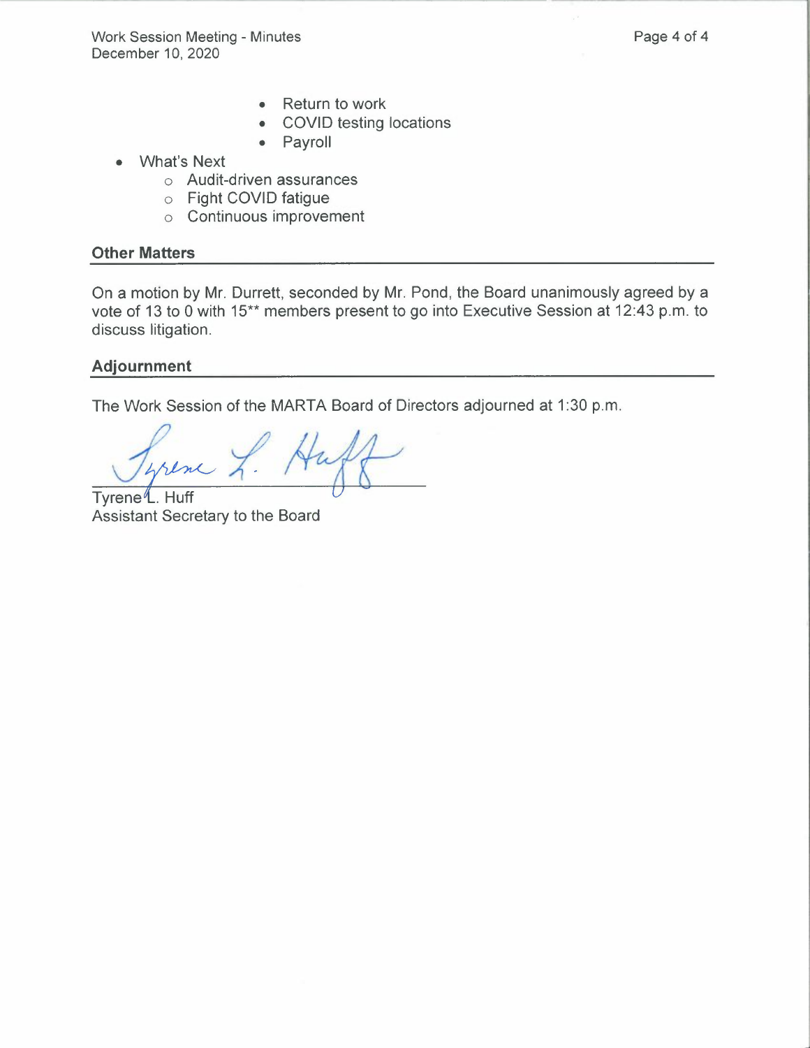- Return to work
  - COVID testing locations
  - Payroll
- What's Next
  - Audit-driven assurances
  - Fight COVID fatigue
  - Continuous improvement

## Other Matters

On a motion by Mr. Durrett, seconded by Mr. Pond, the Board unanimously agreed by a vote of 13 to 0 with 15** members present to go into Executive Session at 12:43 p.m. to discuss litigation.

## Adjournment

The Work Session of the MARTA Board of Directors adjourned at 1:30 p.m.

Tyrene L. Huff
Assistant Secretary to the Board